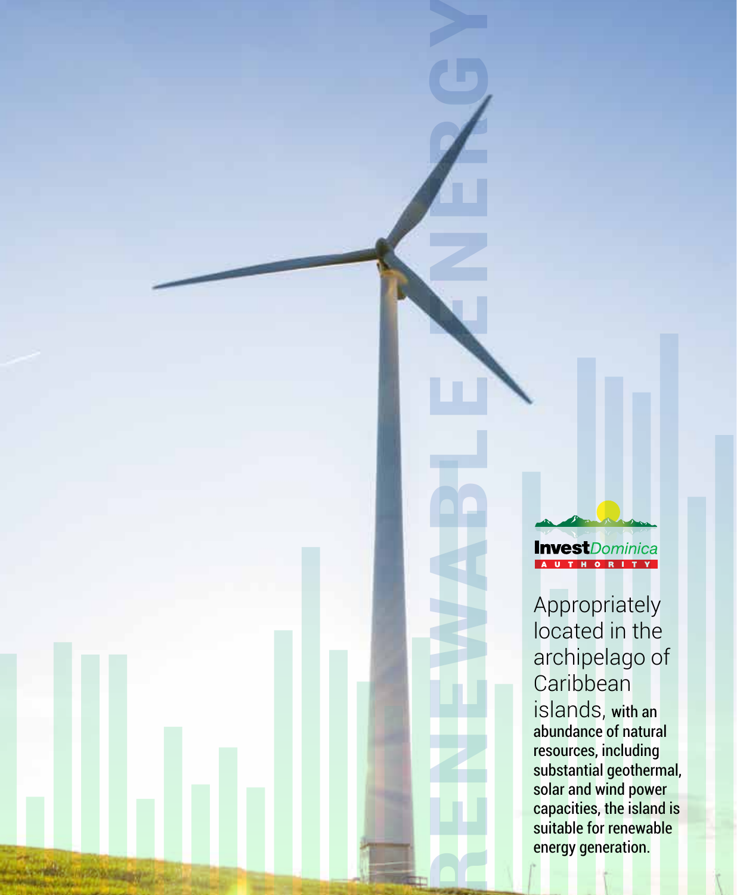# RENEWABLE ENERGY

**InvestDominica**
**AUTHORITY**

Appropriately located in the archipelago of Caribbean islands, with an abundance of natural resources, including substantial geothermal, solar and wind power capacities, the island is suitable for renewable energy generation.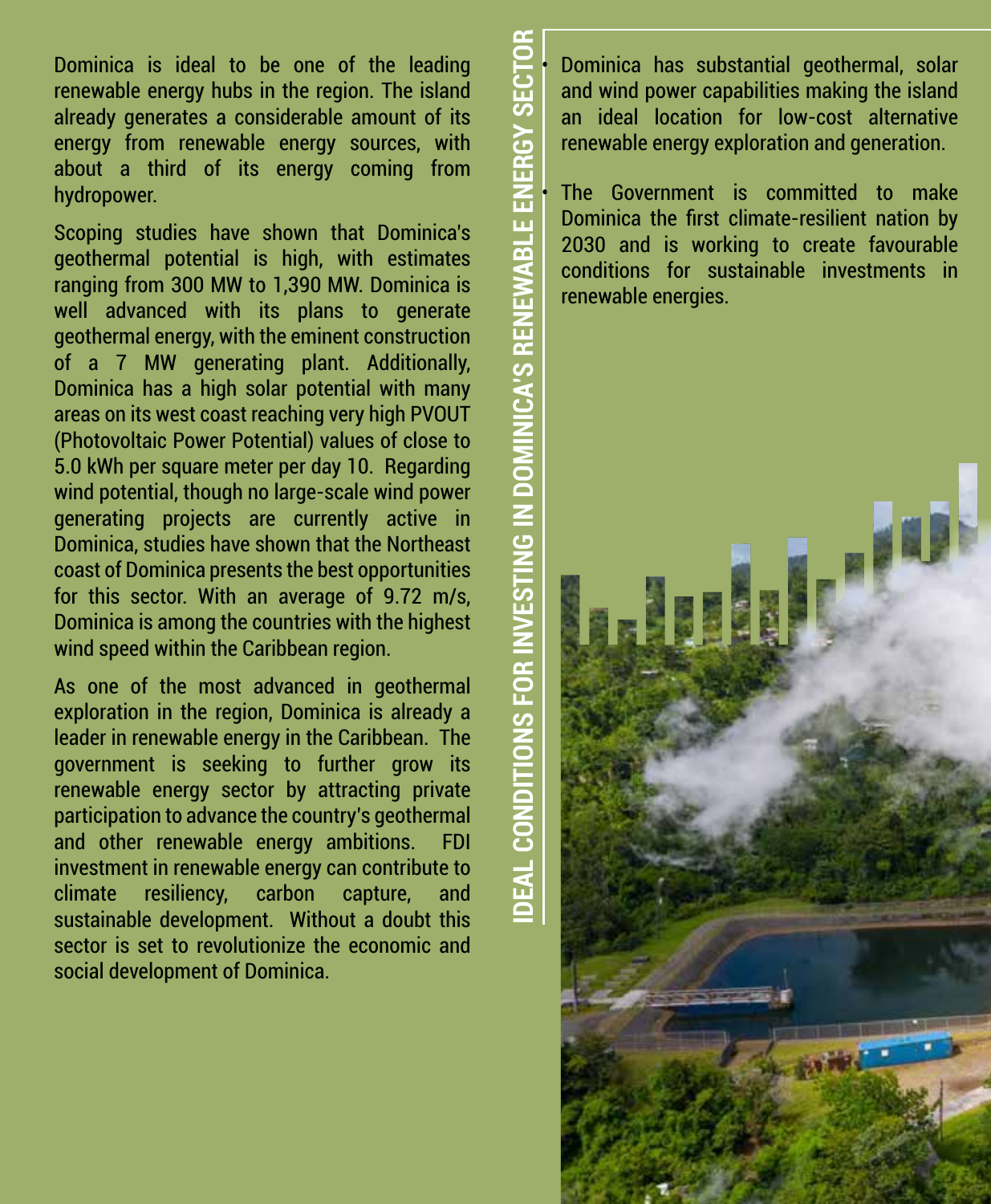## IDEAL CONDITIONS FOR INVESTING IN DOMINICA'S RENEWABLE ENERGY SECTOR

Dominica is ideal to be one of the leading renewable energy hubs in the region. The island already generates a considerable amount of its energy from renewable energy sources, with about a third of its energy coming from hydropower.

Scoping studies have shown that Dominica's geothermal potential is high, with estimates ranging from 300 MW to 1,390 MW. Dominica is well advanced with its plans to generate geothermal energy, with the eminent construction of a 7 MW generating plant. Additionally, Dominica has a high solar potential with many areas on its west coast reaching very high PVOUT (Photovoltaic Power Potential) values of close to 5.0 kWh per square meter per day 10. Regarding wind potential, though no large-scale wind power generating projects are currently active in Dominica, studies have shown that the Northeast coast of Dominica presents the best opportunities for this sector. With an average of 9.72 m/s, Dominica is among the countries with the highest wind speed within the Caribbean region.

As one of the most advanced in geothermal exploration in the region, Dominica is already a leader in renewable energy in the Caribbean. The government is seeking to further grow its renewable energy sector by attracting private participation to advance the country's geothermal and other renewable energy ambitions. FDI investment in renewable energy can contribute to climate resiliency, carbon capture, and sustainable development. Without a doubt this sector is set to revolutionize the economic and social development of Dominica.

- Dominica has substantial geothermal, solar and wind power capabilities making the island an ideal location for low-cost alternative renewable energy exploration and generation.
- The Government is committed to make Dominica the first climate-resilient nation by 2030 and is working to create favourable conditions for sustainable investments in renewable energies.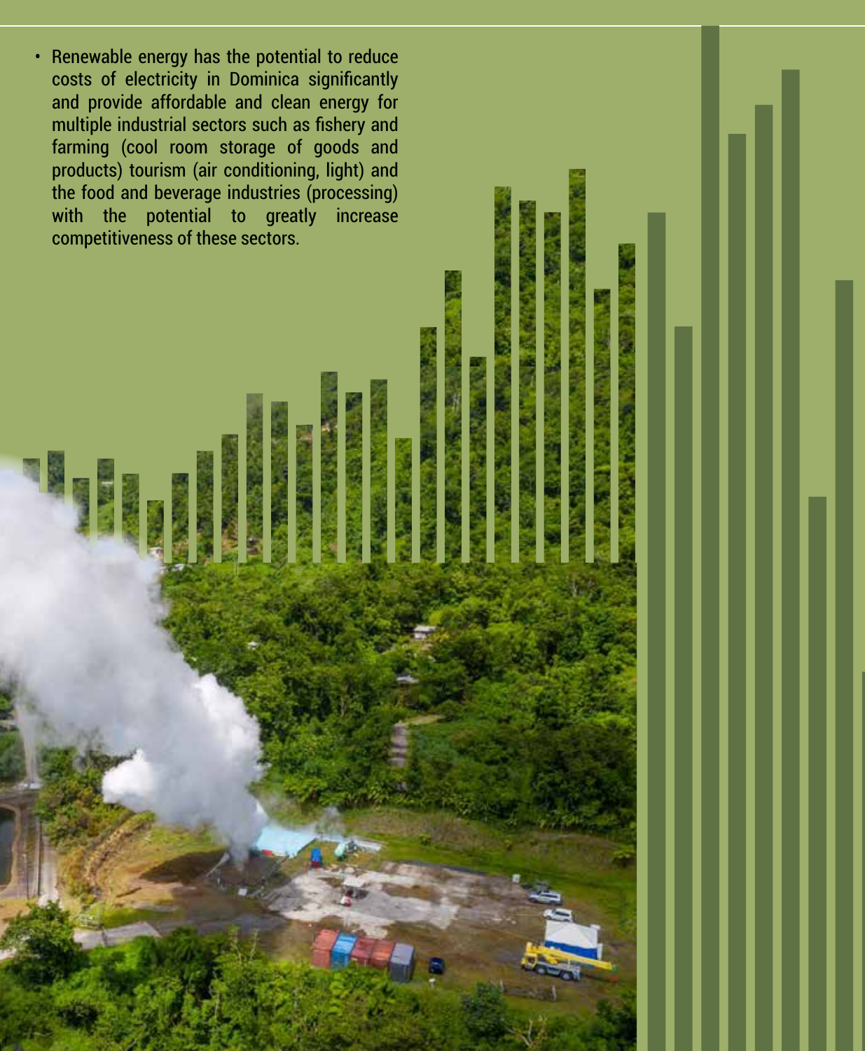- Renewable energy has the potential to reduce costs of electricity in Dominica significantly and provide affordable and clean energy for multiple industrial sectors such as fishery and farming (cool room storage of goods and products) tourism (air conditioning, light) and the food and beverage industries (processing) with the potential to greatly increase competitiveness of these sectors.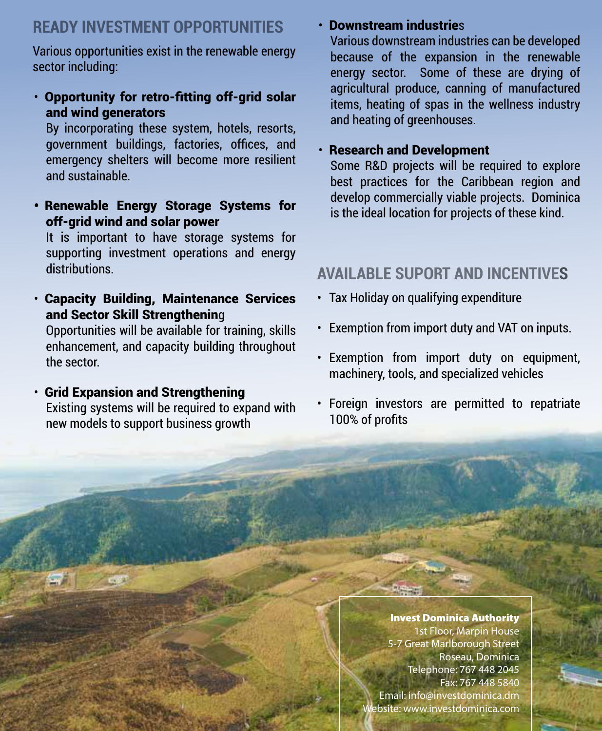## READY INVESTMENT OPPORTUNITIES

Various opportunities exist in the renewable energy sector including:

- **Opportunity for retro-fitting off-grid solar and wind generators**
  By incorporating these system, hotels, resorts, government buildings, factories, offices, and emergency shelters will become more resilient and sustainable.

- **Renewable Energy Storage Systems for off-grid wind and solar power**
  It is important to have storage systems for supporting investment operations and energy distributions.

- **Capacity Building, Maintenance Services and Sector Skill Strengthening**
  Opportunities will be available for training, skills enhancement, and capacity building throughout the sector.

- **Grid Expansion and Strengthening**
  Existing systems will be required to expand with new models to support business growth

- **Downstream industries**
  Various downstream industries can be developed because of the expansion in the renewable energy sector. Some of these are drying of agricultural produce, canning of manufactured items, heating of spas in the wellness industry and heating of greenhouses.

- **Research and Development**
  Some R&D projects will be required to explore best practices for the Caribbean region and develop commercially viable projects. Dominica is the ideal location for projects of these kind.

## AVAILABLE SUPORT AND INCENTIVES

- Tax Holiday on qualifying expenditure
- Exemption from import duty and VAT on inputs.
- Exemption from import duty on equipment, machinery, tools, and specialized vehicles
- Foreign investors are permitted to repatriate 100% of profits

**Invest Dominica Authority**
1st Floor, Marpin House
5-7 Great Marlborough Street
Roseau, Dominica
Telephone: 767 448 2045
Fax: 767 448 5840
Email: info@investdominica.dm
Website: www.investdominica.com